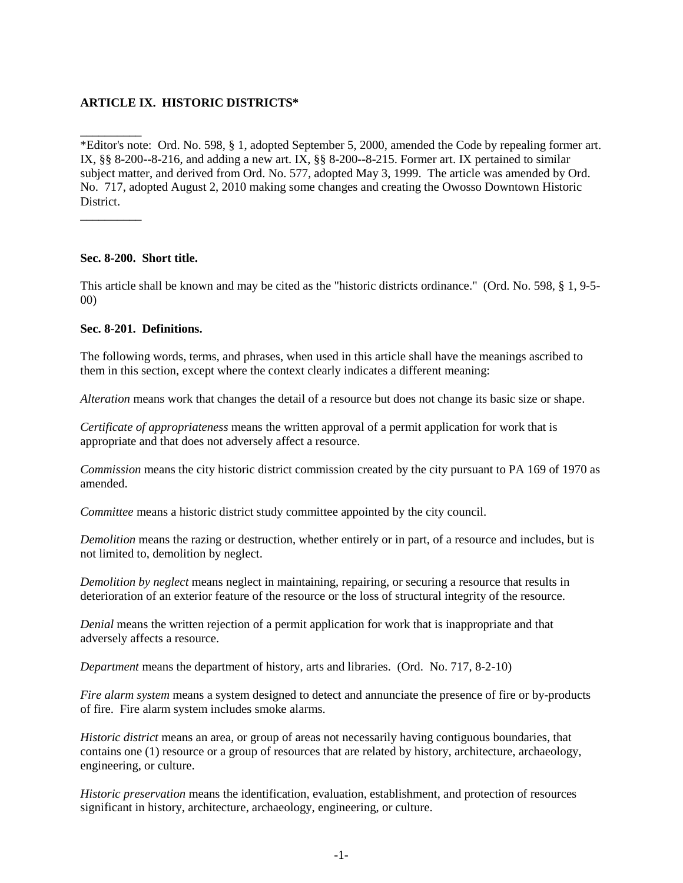**ARTICLE IX. HISTORIC DISTRICTS***

__________

*Editor's note: Ord. No. 598, § 1, adopted September 5, 2000, amended the Code by repealing former art. IX, §§ 8-200--8-216, and adding a new art. IX, §§ 8-200--8-215. Former art. IX pertained to similar subject matter, and derived from Ord. No. 577, adopted May 3, 1999. The article was amended by Ord. No. 717, adopted August 2, 2010 making some changes and creating the Owosso Downtown Historic District.

__________

**Sec. 8-200. Short title.**

This article shall be known and may be cited as the "historic districts ordinance." (Ord. No. 598, § 1, 9-5-00)

**Sec. 8-201. Definitions.**

The following words, terms, and phrases, when used in this article shall have the meanings ascribed to them in this section, except where the context clearly indicates a different meaning:

*Alteration* means work that changes the detail of a resource but does not change its basic size or shape.

*Certificate of appropriateness* means the written approval of a permit application for work that is appropriate and that does not adversely affect a resource.

*Commission* means the city historic district commission created by the city pursuant to PA 169 of 1970 as amended.

*Committee* means a historic district study committee appointed by the city council.

*Demolition* means the razing or destruction, whether entirely or in part, of a resource and includes, but is not limited to, demolition by neglect.

*Demolition by neglect* means neglect in maintaining, repairing, or securing a resource that results in deterioration of an exterior feature of the resource or the loss of structural integrity of the resource.

*Denial* means the written rejection of a permit application for work that is inappropriate and that adversely affects a resource.

*Department* means the department of history, arts and libraries. (Ord. No. 717, 8-2-10)

*Fire alarm system* means a system designed to detect and annunciate the presence of fire or by-products of fire. Fire alarm system includes smoke alarms.

*Historic district* means an area, or group of areas not necessarily having contiguous boundaries, that contains one (1) resource or a group of resources that are related by history, architecture, archaeology, engineering, or culture.

*Historic preservation* means the identification, evaluation, establishment, and protection of resources significant in history, architecture, archaeology, engineering, or culture.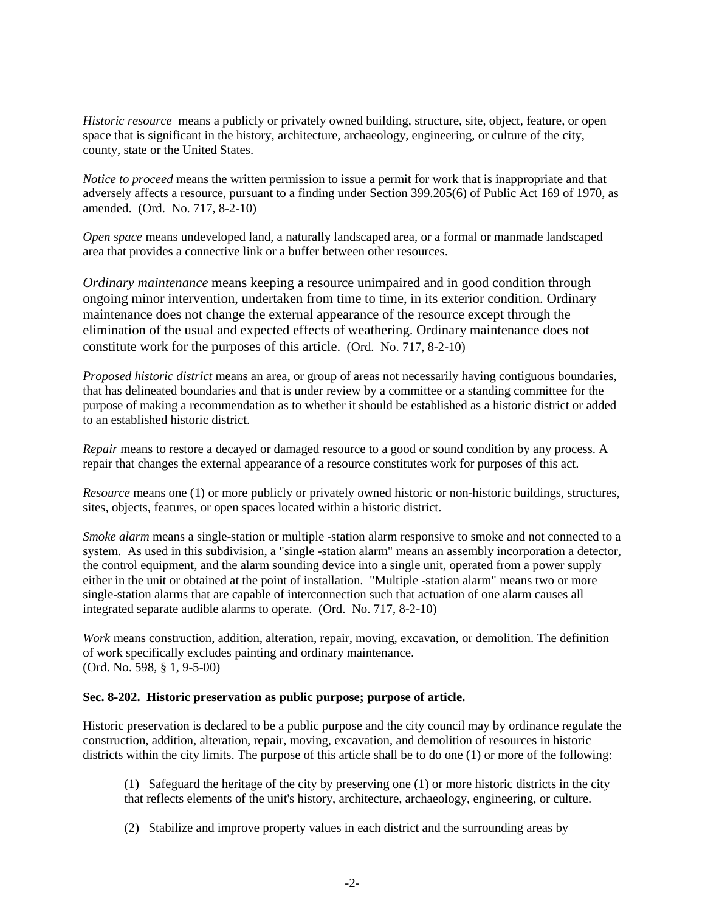*Historic resource* means a publicly or privately owned building, structure, site, object, feature, or open space that is significant in the history, architecture, archaeology, engineering, or culture of the city, county, state or the United States.

*Notice to proceed* means the written permission to issue a permit for work that is inappropriate and that adversely affects a resource, pursuant to a finding under Section 399.205(6) of Public Act 169 of 1970, as amended. (Ord. No. 717, 8-2-10)

*Open space* means undeveloped land, a naturally landscaped area, or a formal or manmade landscaped area that provides a connective link or a buffer between other resources.

*Ordinary maintenance* means keeping a resource unimpaired and in good condition through ongoing minor intervention, undertaken from time to time, in its exterior condition. Ordinary maintenance does not change the external appearance of the resource except through the elimination of the usual and expected effects of weathering. Ordinary maintenance does not constitute work for the purposes of this article. (Ord. No. 717, 8-2-10)

*Proposed historic district* means an area, or group of areas not necessarily having contiguous boundaries, that has delineated boundaries and that is under review by a committee or a standing committee for the purpose of making a recommendation as to whether it should be established as a historic district or added to an established historic district.

*Repair* means to restore a decayed or damaged resource to a good or sound condition by any process. A repair that changes the external appearance of a resource constitutes work for purposes of this act.

*Resource* means one (1) or more publicly or privately owned historic or non-historic buildings, structures, sites, objects, features, or open spaces located within a historic district.

*Smoke alarm* means a single-station or multiple -station alarm responsive to smoke and not connected to a system. As used in this subdivision, a "single -station alarm" means an assembly incorporation a detector, the control equipment, and the alarm sounding device into a single unit, operated from a power supply either in the unit or obtained at the point of installation. "Multiple -station alarm" means two or more single-station alarms that are capable of interconnection such that actuation of one alarm causes all integrated separate audible alarms to operate. (Ord. No. 717, 8-2-10)

*Work* means construction, addition, alteration, repair, moving, excavation, or demolition. The definition of work specifically excludes painting and ordinary maintenance.
(Ord. No. 598, § 1, 9-5-00)

**Sec. 8-202. Historic preservation as public purpose; purpose of article.**

Historic preservation is declared to be a public purpose and the city council may by ordinance regulate the construction, addition, alteration, repair, moving, excavation, and demolition of resources in historic districts within the city limits. The purpose of this article shall be to do one (1) or more of the following:

(1) Safeguard the heritage of the city by preserving one (1) or more historic districts in the city that reflects elements of the unit's history, architecture, archaeology, engineering, or culture.

(2) Stabilize and improve property values in each district and the surrounding areas by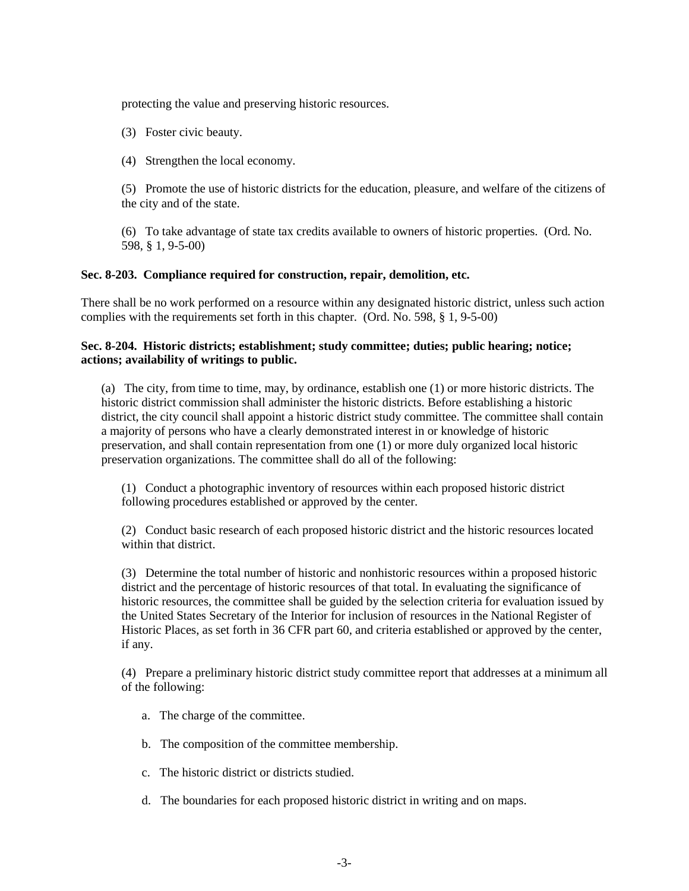protecting the value and preserving historic resources.

(3) Foster civic beauty.

(4) Strengthen the local economy.

(5) Promote the use of historic districts for the education, pleasure, and welfare of the citizens of the city and of the state.

(6) To take advantage of state tax credits available to owners of historic properties. (Ord. No. 598, § 1, 9-5-00)

**Sec. 8-203. Compliance required for construction, repair, demolition, etc.**

There shall be no work performed on a resource within any designated historic district, unless such action complies with the requirements set forth in this chapter. (Ord. No. 598, § 1, 9-5-00)

**Sec. 8-204. Historic districts; establishment; study committee; duties; public hearing; notice; actions; availability of writings to public.**

(a) The city, from time to time, may, by ordinance, establish one (1) or more historic districts. The historic district commission shall administer the historic districts. Before establishing a historic district, the city council shall appoint a historic district study committee. The committee shall contain a majority of persons who have a clearly demonstrated interest in or knowledge of historic preservation, and shall contain representation from one (1) or more duly organized local historic preservation organizations. The committee shall do all of the following:

(1) Conduct a photographic inventory of resources within each proposed historic district following procedures established or approved by the center.

(2) Conduct basic research of each proposed historic district and the historic resources located within that district.

(3) Determine the total number of historic and nonhistoric resources within a proposed historic district and the percentage of historic resources of that total. In evaluating the significance of historic resources, the committee shall be guided by the selection criteria for evaluation issued by the United States Secretary of the Interior for inclusion of resources in the National Register of Historic Places, as set forth in 36 CFR part 60, and criteria established or approved by the center, if any.

(4) Prepare a preliminary historic district study committee report that addresses at a minimum all of the following:

a. The charge of the committee.

b. The composition of the committee membership.

c. The historic district or districts studied.

d. The boundaries for each proposed historic district in writing and on maps.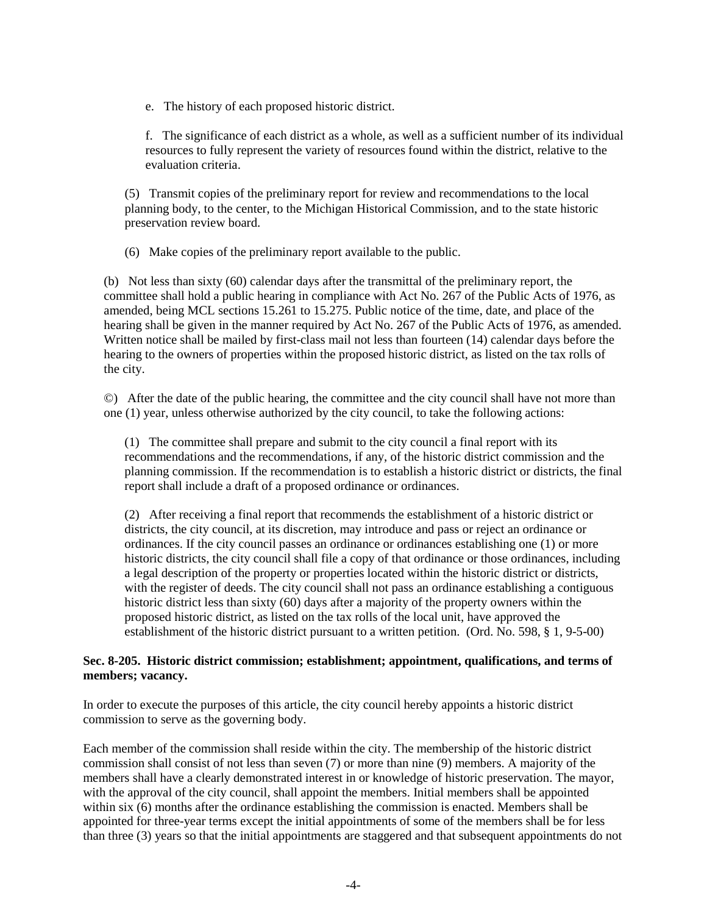e. The history of each proposed historic district.

f. The significance of each district as a whole, as well as a sufficient number of its individual resources to fully represent the variety of resources found within the district, relative to the evaluation criteria.

(5) Transmit copies of the preliminary report for review and recommendations to the local planning body, to the center, to the Michigan Historical Commission, and to the state historic preservation review board.

(6) Make copies of the preliminary report available to the public.

(b) Not less than sixty (60) calendar days after the transmittal of the preliminary report, the committee shall hold a public hearing in compliance with Act No. 267 of the Public Acts of 1976, as amended, being MCL sections 15.261 to 15.275. Public notice of the time, date, and place of the hearing shall be given in the manner required by Act No. 267 of the Public Acts of 1976, as amended. Written notice shall be mailed by first-class mail not less than fourteen (14) calendar days before the hearing to the owners of properties within the proposed historic district, as listed on the tax rolls of the city.

©) After the date of the public hearing, the committee and the city council shall have not more than one (1) year, unless otherwise authorized by the city council, to take the following actions:

(1) The committee shall prepare and submit to the city council a final report with its recommendations and the recommendations, if any, of the historic district commission and the planning commission. If the recommendation is to establish a historic district or districts, the final report shall include a draft of a proposed ordinance or ordinances.

(2) After receiving a final report that recommends the establishment of a historic district or districts, the city council, at its discretion, may introduce and pass or reject an ordinance or ordinances. If the city council passes an ordinance or ordinances establishing one (1) or more historic districts, the city council shall file a copy of that ordinance or those ordinances, including a legal description of the property or properties located within the historic district or districts, with the register of deeds. The city council shall not pass an ordinance establishing a contiguous historic district less than sixty (60) days after a majority of the property owners within the proposed historic district, as listed on the tax rolls of the local unit, have approved the establishment of the historic district pursuant to a written petition. (Ord. No. 598, § 1, 9-5-00)

**Sec. 8-205. Historic district commission; establishment; appointment, qualifications, and terms of members; vacancy.**

In order to execute the purposes of this article, the city council hereby appoints a historic district commission to serve as the governing body.

Each member of the commission shall reside within the city. The membership of the historic district commission shall consist of not less than seven (7) or more than nine (9) members. A majority of the members shall have a clearly demonstrated interest in or knowledge of historic preservation. The mayor, with the approval of the city council, shall appoint the members. Initial members shall be appointed within six (6) months after the ordinance establishing the commission is enacted. Members shall be appointed for three-year terms except the initial appointments of some of the members shall be for less than three (3) years so that the initial appointments are staggered and that subsequent appointments do not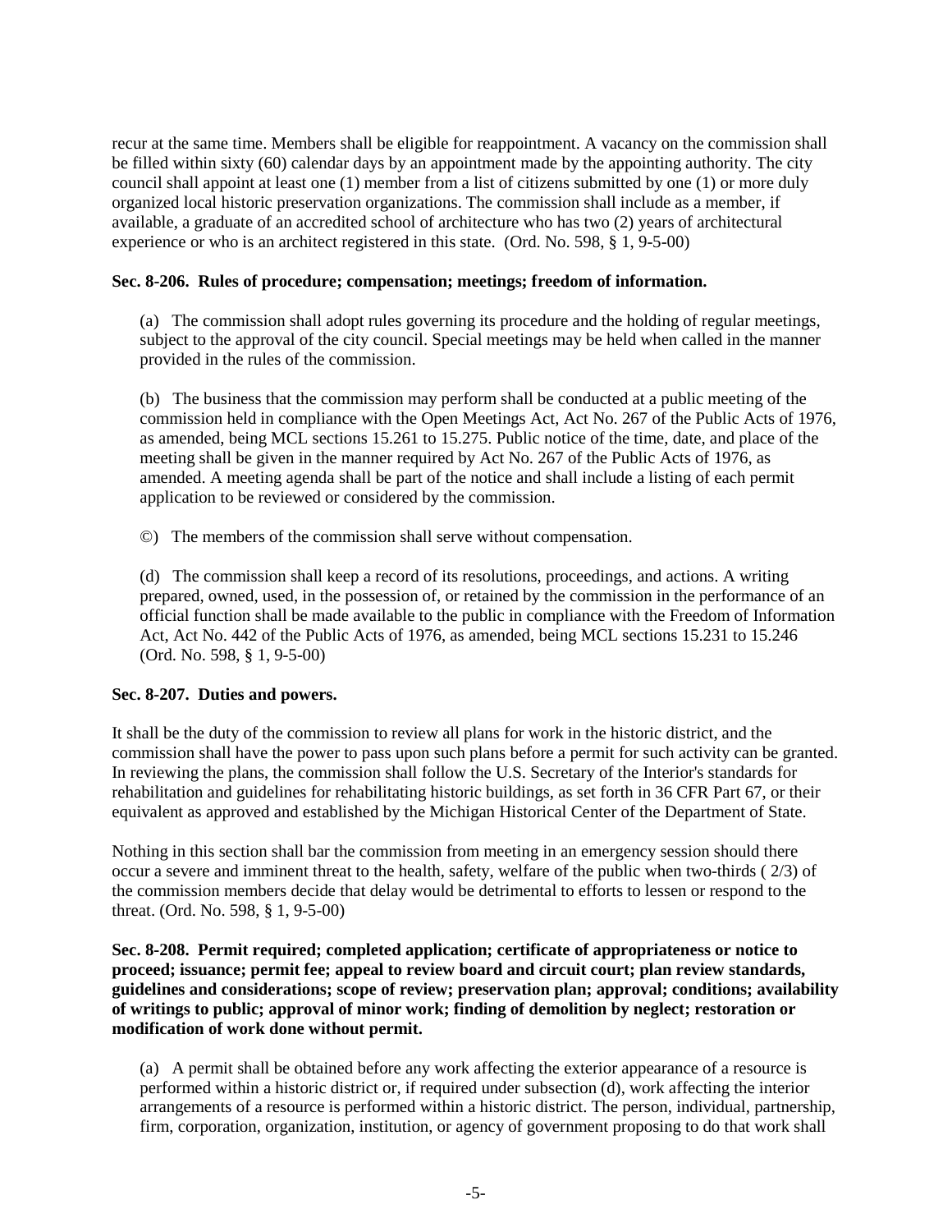recur at the same time. Members shall be eligible for reappointment. A vacancy on the commission shall be filled within sixty (60) calendar days by an appointment made by the appointing authority. The city council shall appoint at least one (1) member from a list of citizens submitted by one (1) or more duly organized local historic preservation organizations. The commission shall include as a member, if available, a graduate of an accredited school of architecture who has two (2) years of architectural experience or who is an architect registered in this state. (Ord. No. 598, § 1, 9-5-00)

**Sec. 8-206. Rules of procedure; compensation; meetings; freedom of information.**

(a) The commission shall adopt rules governing its procedure and the holding of regular meetings, subject to the approval of the city council. Special meetings may be held when called in the manner provided in the rules of the commission.

(b) The business that the commission may perform shall be conducted at a public meeting of the commission held in compliance with the Open Meetings Act, Act No. 267 of the Public Acts of 1976, as amended, being MCL sections 15.261 to 15.275. Public notice of the time, date, and place of the meeting shall be given in the manner required by Act No. 267 of the Public Acts of 1976, as amended. A meeting agenda shall be part of the notice and shall include a listing of each permit application to be reviewed or considered by the commission.

©) The members of the commission shall serve without compensation.

(d) The commission shall keep a record of its resolutions, proceedings, and actions. A writing prepared, owned, used, in the possession of, or retained by the commission in the performance of an official function shall be made available to the public in compliance with the Freedom of Information Act, Act No. 442 of the Public Acts of 1976, as amended, being MCL sections 15.231 to 15.246 (Ord. No. 598, § 1, 9-5-00)

**Sec. 8-207. Duties and powers.**

It shall be the duty of the commission to review all plans for work in the historic district, and the commission shall have the power to pass upon such plans before a permit for such activity can be granted. In reviewing the plans, the commission shall follow the U.S. Secretary of the Interior's standards for rehabilitation and guidelines for rehabilitating historic buildings, as set forth in 36 CFR Part 67, or their equivalent as approved and established by the Michigan Historical Center of the Department of State.

Nothing in this section shall bar the commission from meeting in an emergency session should there occur a severe and imminent threat to the health, safety, welfare of the public when two-thirds ( 2/3) of the commission members decide that delay would be detrimental to efforts to lessen or respond to the threat. (Ord. No. 598, § 1, 9-5-00)

**Sec. 8-208. Permit required; completed application; certificate of appropriateness or notice to proceed; issuance; permit fee; appeal to review board and circuit court; plan review standards, guidelines and considerations; scope of review; preservation plan; approval; conditions; availability of writings to public; approval of minor work; finding of demolition by neglect; restoration or modification of work done without permit.**

(a) A permit shall be obtained before any work affecting the exterior appearance of a resource is performed within a historic district or, if required under subsection (d), work affecting the interior arrangements of a resource is performed within a historic district. The person, individual, partnership, firm, corporation, organization, institution, or agency of government proposing to do that work shall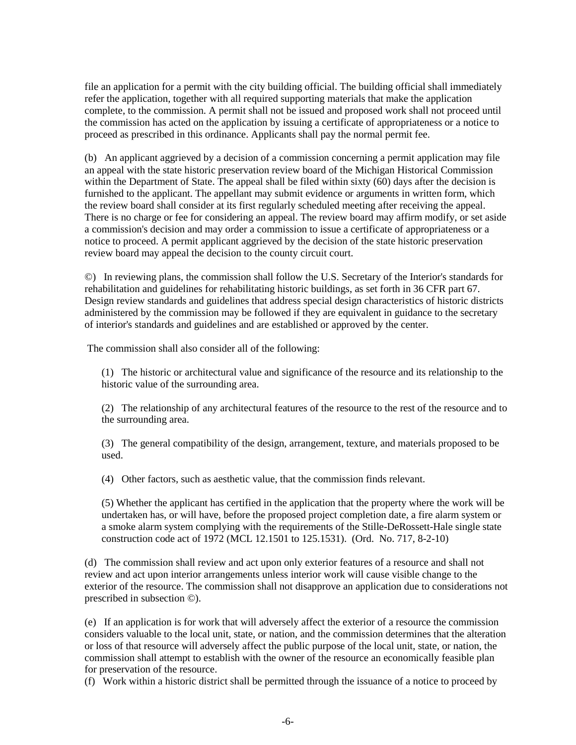file an application for a permit with the city building official. The building official shall immediately refer the application, together with all required supporting materials that make the application complete, to the commission. A permit shall not be issued and proposed work shall not proceed until the commission has acted on the application by issuing a certificate of appropriateness or a notice to proceed as prescribed in this ordinance. Applicants shall pay the normal permit fee.

(b) An applicant aggrieved by a decision of a commission concerning a permit application may file an appeal with the state historic preservation review board of the Michigan Historical Commission within the Department of State. The appeal shall be filed within sixty (60) days after the decision is furnished to the applicant. The appellant may submit evidence or arguments in written form, which the review board shall consider at its first regularly scheduled meeting after receiving the appeal. There is no charge or fee for considering an appeal. The review board may affirm modify, or set aside a commission's decision and may order a commission to issue a certificate of appropriateness or a notice to proceed. A permit applicant aggrieved by the decision of the state historic preservation review board may appeal the decision to the county circuit court.

©) In reviewing plans, the commission shall follow the U.S. Secretary of the Interior's standards for rehabilitation and guidelines for rehabilitating historic buildings, as set forth in 36 CFR part 67. Design review standards and guidelines that address special design characteristics of historic districts administered by the commission may be followed if they are equivalent in guidance to the secretary of interior's standards and guidelines and are established or approved by the center.

The commission shall also consider all of the following:

(1) The historic or architectural value and significance of the resource and its relationship to the historic value of the surrounding area.

(2) The relationship of any architectural features of the resource to the rest of the resource and to the surrounding area.

(3) The general compatibility of the design, arrangement, texture, and materials proposed to be used.

(4) Other factors, such as aesthetic value, that the commission finds relevant.

(5) Whether the applicant has certified in the application that the property where the work will be undertaken has, or will have, before the proposed project completion date, a fire alarm system or a smoke alarm system complying with the requirements of the Stille-DeRossett-Hale single state construction code act of 1972 (MCL 12.1501 to 125.1531). (Ord. No. 717, 8-2-10)

(d) The commission shall review and act upon only exterior features of a resource and shall not review and act upon interior arrangements unless interior work will cause visible change to the exterior of the resource. The commission shall not disapprove an application due to considerations not prescribed in subsection ©).

(e) If an application is for work that will adversely affect the exterior of a resource the commission considers valuable to the local unit, state, or nation, and the commission determines that the alteration or loss of that resource will adversely affect the public purpose of the local unit, state, or nation, the commission shall attempt to establish with the owner of the resource an economically feasible plan for preservation of the resource.

(f) Work within a historic district shall be permitted through the issuance of a notice to proceed by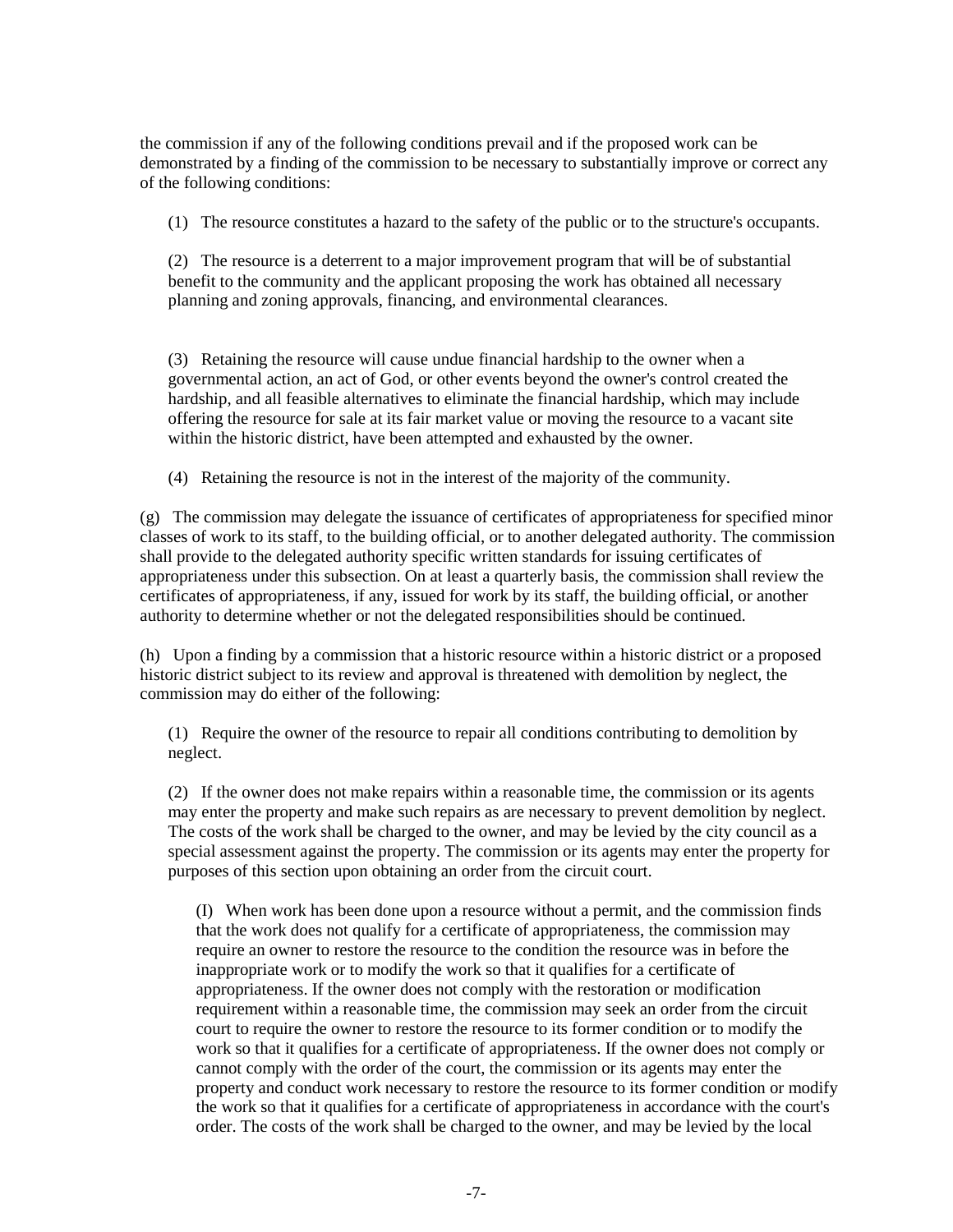the commission if any of the following conditions prevail and if the proposed work can be demonstrated by a finding of the commission to be necessary to substantially improve or correct any of the following conditions:

(1) The resource constitutes a hazard to the safety of the public or to the structure's occupants.

(2) The resource is a deterrent to a major improvement program that will be of substantial benefit to the community and the applicant proposing the work has obtained all necessary planning and zoning approvals, financing, and environmental clearances.

(3) Retaining the resource will cause undue financial hardship to the owner when a governmental action, an act of God, or other events beyond the owner's control created the hardship, and all feasible alternatives to eliminate the financial hardship, which may include offering the resource for sale at its fair market value or moving the resource to a vacant site within the historic district, have been attempted and exhausted by the owner.

(4) Retaining the resource is not in the interest of the majority of the community.

(g) The commission may delegate the issuance of certificates of appropriateness for specified minor classes of work to its staff, to the building official, or to another delegated authority. The commission shall provide to the delegated authority specific written standards for issuing certificates of appropriateness under this subsection. On at least a quarterly basis, the commission shall review the certificates of appropriateness, if any, issued for work by its staff, the building official, or another authority to determine whether or not the delegated responsibilities should be continued.

(h) Upon a finding by a commission that a historic resource within a historic district or a proposed historic district subject to its review and approval is threatened with demolition by neglect, the commission may do either of the following:

(1) Require the owner of the resource to repair all conditions contributing to demolition by neglect.

(2) If the owner does not make repairs within a reasonable time, the commission or its agents may enter the property and make such repairs as are necessary to prevent demolition by neglect. The costs of the work shall be charged to the owner, and may be levied by the city council as a special assessment against the property. The commission or its agents may enter the property for purposes of this section upon obtaining an order from the circuit court.

(I) When work has been done upon a resource without a permit, and the commission finds that the work does not qualify for a certificate of appropriateness, the commission may require an owner to restore the resource to the condition the resource was in before the inappropriate work or to modify the work so that it qualifies for a certificate of appropriateness. If the owner does not comply with the restoration or modification requirement within a reasonable time, the commission may seek an order from the circuit court to require the owner to restore the resource to its former condition or to modify the work so that it qualifies for a certificate of appropriateness. If the owner does not comply or cannot comply with the order of the court, the commission or its agents may enter the property and conduct work necessary to restore the resource to its former condition or modify the work so that it qualifies for a certificate of appropriateness in accordance with the court's order. The costs of the work shall be charged to the owner, and may be levied by the local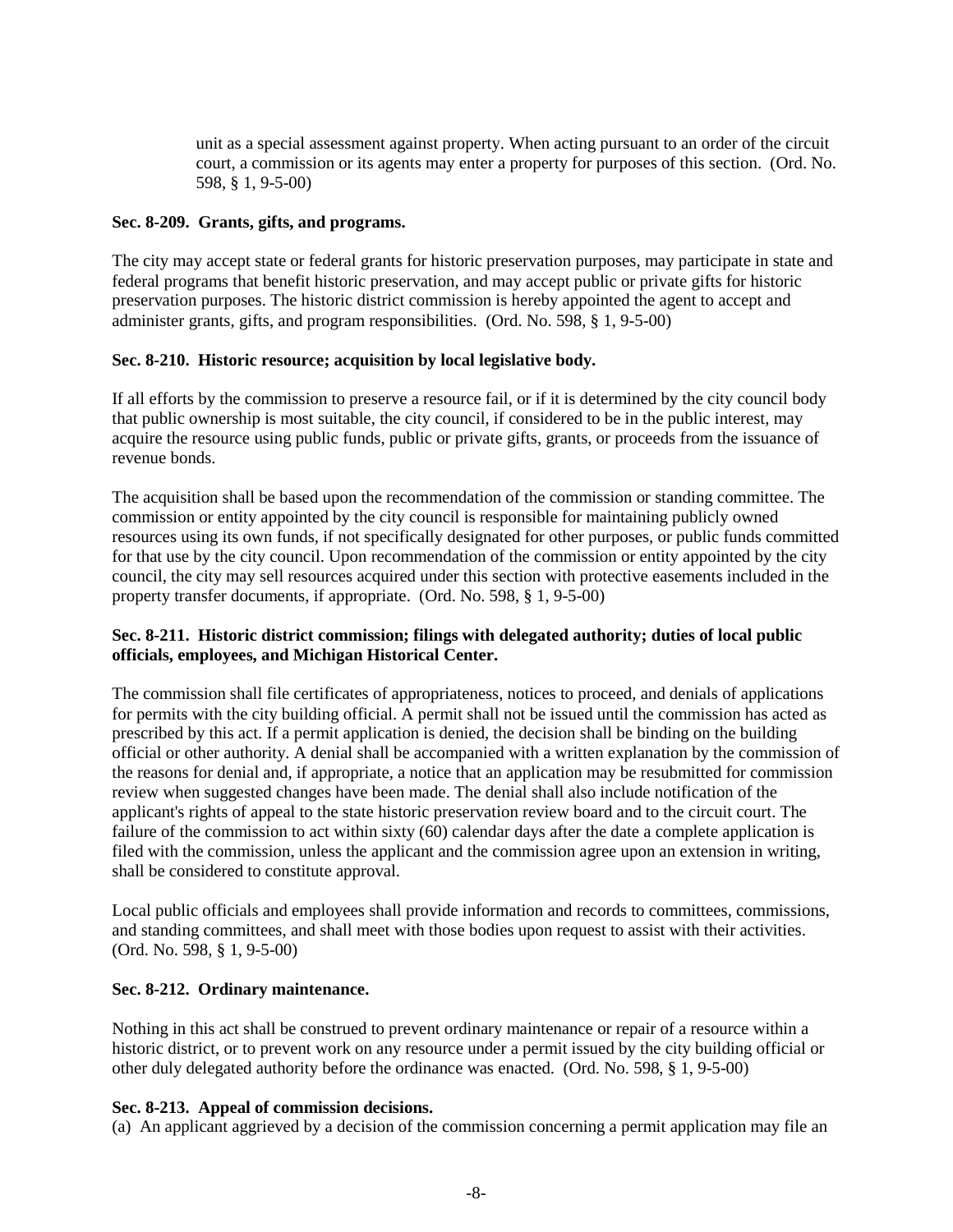unit as a special assessment against property. When acting pursuant to an order of the circuit court, a commission or its agents may enter a property for purposes of this section. (Ord. No. 598, § 1, 9-5-00)

**Sec. 8-209. Grants, gifts, and programs.**

The city may accept state or federal grants for historic preservation purposes, may participate in state and federal programs that benefit historic preservation, and may accept public or private gifts for historic preservation purposes. The historic district commission is hereby appointed the agent to accept and administer grants, gifts, and program responsibilities. (Ord. No. 598, § 1, 9-5-00)

**Sec. 8-210. Historic resource; acquisition by local legislative body.**

If all efforts by the commission to preserve a resource fail, or if it is determined by the city council body that public ownership is most suitable, the city council, if considered to be in the public interest, may acquire the resource using public funds, public or private gifts, grants, or proceeds from the issuance of revenue bonds.

The acquisition shall be based upon the recommendation of the commission or standing committee. The commission or entity appointed by the city council is responsible for maintaining publicly owned resources using its own funds, if not specifically designated for other purposes, or public funds committed for that use by the city council. Upon recommendation of the commission or entity appointed by the city council, the city may sell resources acquired under this section with protective easements included in the property transfer documents, if appropriate. (Ord. No. 598, § 1, 9-5-00)

**Sec. 8-211. Historic district commission; filings with delegated authority; duties of local public officials, employees, and Michigan Historical Center.**

The commission shall file certificates of appropriateness, notices to proceed, and denials of applications for permits with the city building official. A permit shall not be issued until the commission has acted as prescribed by this act. If a permit application is denied, the decision shall be binding on the building official or other authority. A denial shall be accompanied with a written explanation by the commission of the reasons for denial and, if appropriate, a notice that an application may be resubmitted for commission review when suggested changes have been made. The denial shall also include notification of the applicant's rights of appeal to the state historic preservation review board and to the circuit court. The failure of the commission to act within sixty (60) calendar days after the date a complete application is filed with the commission, unless the applicant and the commission agree upon an extension in writing, shall be considered to constitute approval.

Local public officials and employees shall provide information and records to committees, commissions, and standing committees, and shall meet with those bodies upon request to assist with their activities. (Ord. No. 598, § 1, 9-5-00)

**Sec. 8-212. Ordinary maintenance.**

Nothing in this act shall be construed to prevent ordinary maintenance or repair of a resource within a historic district, or to prevent work on any resource under a permit issued by the city building official or other duly delegated authority before the ordinance was enacted. (Ord. No. 598, § 1, 9-5-00)

**Sec. 8-213. Appeal of commission decisions.**

(a) An applicant aggrieved by a decision of the commission concerning a permit application may file an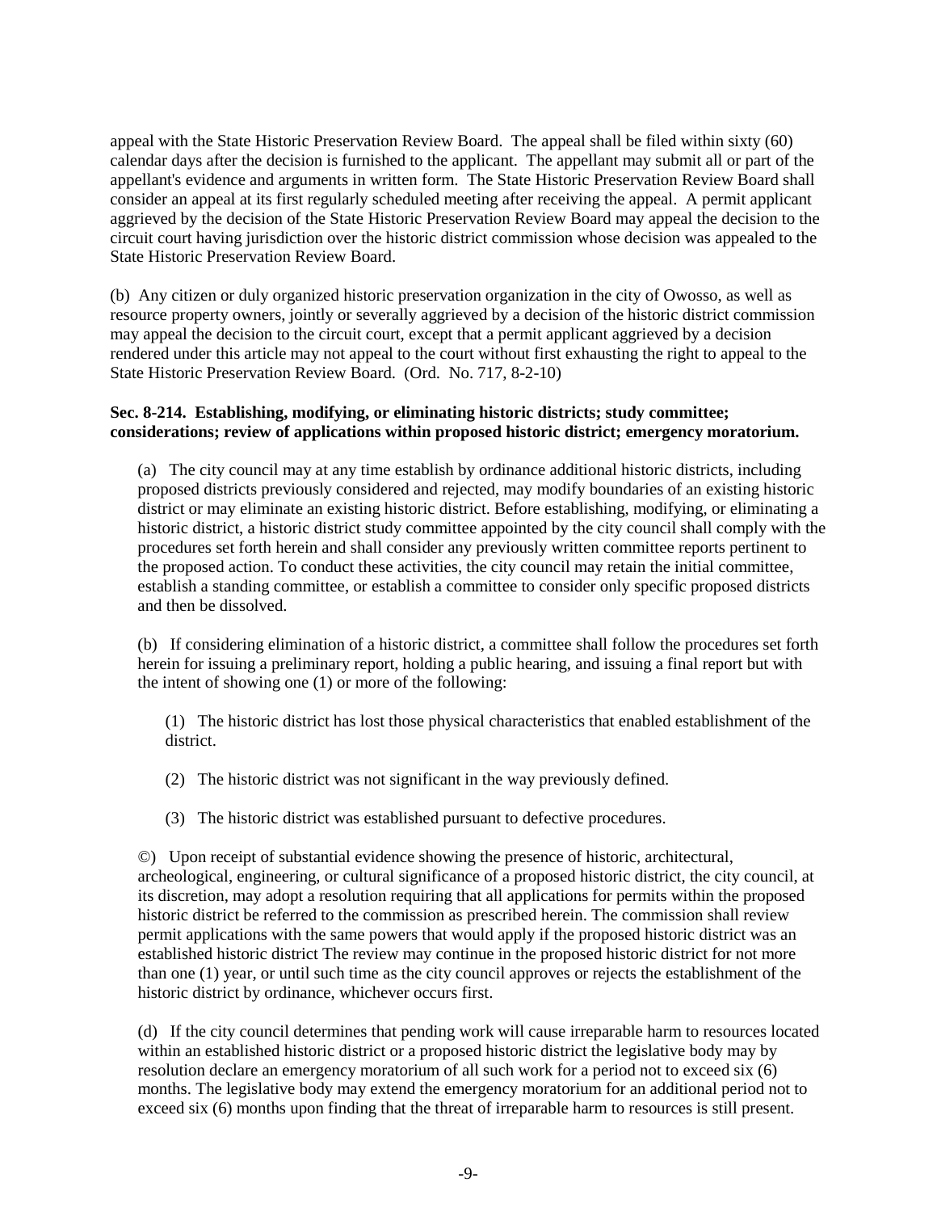appeal with the State Historic Preservation Review Board. The appeal shall be filed within sixty (60) calendar days after the decision is furnished to the applicant. The appellant may submit all or part of the appellant's evidence and arguments in written form. The State Historic Preservation Review Board shall consider an appeal at its first regularly scheduled meeting after receiving the appeal. A permit applicant aggrieved by the decision of the State Historic Preservation Review Board may appeal the decision to the circuit court having jurisdiction over the historic district commission whose decision was appealed to the State Historic Preservation Review Board.

(b) Any citizen or duly organized historic preservation organization in the city of Owosso, as well as resource property owners, jointly or severally aggrieved by a decision of the historic district commission may appeal the decision to the circuit court, except that a permit applicant aggrieved by a decision rendered under this article may not appeal to the court without first exhausting the right to appeal to the State Historic Preservation Review Board. (Ord. No. 717, 8-2-10)

**Sec. 8-214. Establishing, modifying, or eliminating historic districts; study committee; considerations; review of applications within proposed historic district; emergency moratorium.**

(a) The city council may at any time establish by ordinance additional historic districts, including proposed districts previously considered and rejected, may modify boundaries of an existing historic district or may eliminate an existing historic district. Before establishing, modifying, or eliminating a historic district, a historic district study committee appointed by the city council shall comply with the procedures set forth herein and shall consider any previously written committee reports pertinent to the proposed action. To conduct these activities, the city council may retain the initial committee, establish a standing committee, or establish a committee to consider only specific proposed districts and then be dissolved.

(b) If considering elimination of a historic district, a committee shall follow the procedures set forth herein for issuing a preliminary report, holding a public hearing, and issuing a final report but with the intent of showing one (1) or more of the following:

(1) The historic district has lost those physical characteristics that enabled establishment of the district.

(2) The historic district was not significant in the way previously defined.

(3) The historic district was established pursuant to defective procedures.

©) Upon receipt of substantial evidence showing the presence of historic, architectural, archeological, engineering, or cultural significance of a proposed historic district, the city council, at its discretion, may adopt a resolution requiring that all applications for permits within the proposed historic district be referred to the commission as prescribed herein. The commission shall review permit applications with the same powers that would apply if the proposed historic district was an established historic district The review may continue in the proposed historic district for not more than one (1) year, or until such time as the city council approves or rejects the establishment of the historic district by ordinance, whichever occurs first.

(d) If the city council determines that pending work will cause irreparable harm to resources located within an established historic district or a proposed historic district the legislative body may by resolution declare an emergency moratorium of all such work for a period not to exceed six (6) months. The legislative body may extend the emergency moratorium for an additional period not to exceed six (6) months upon finding that the threat of irreparable harm to resources is still present.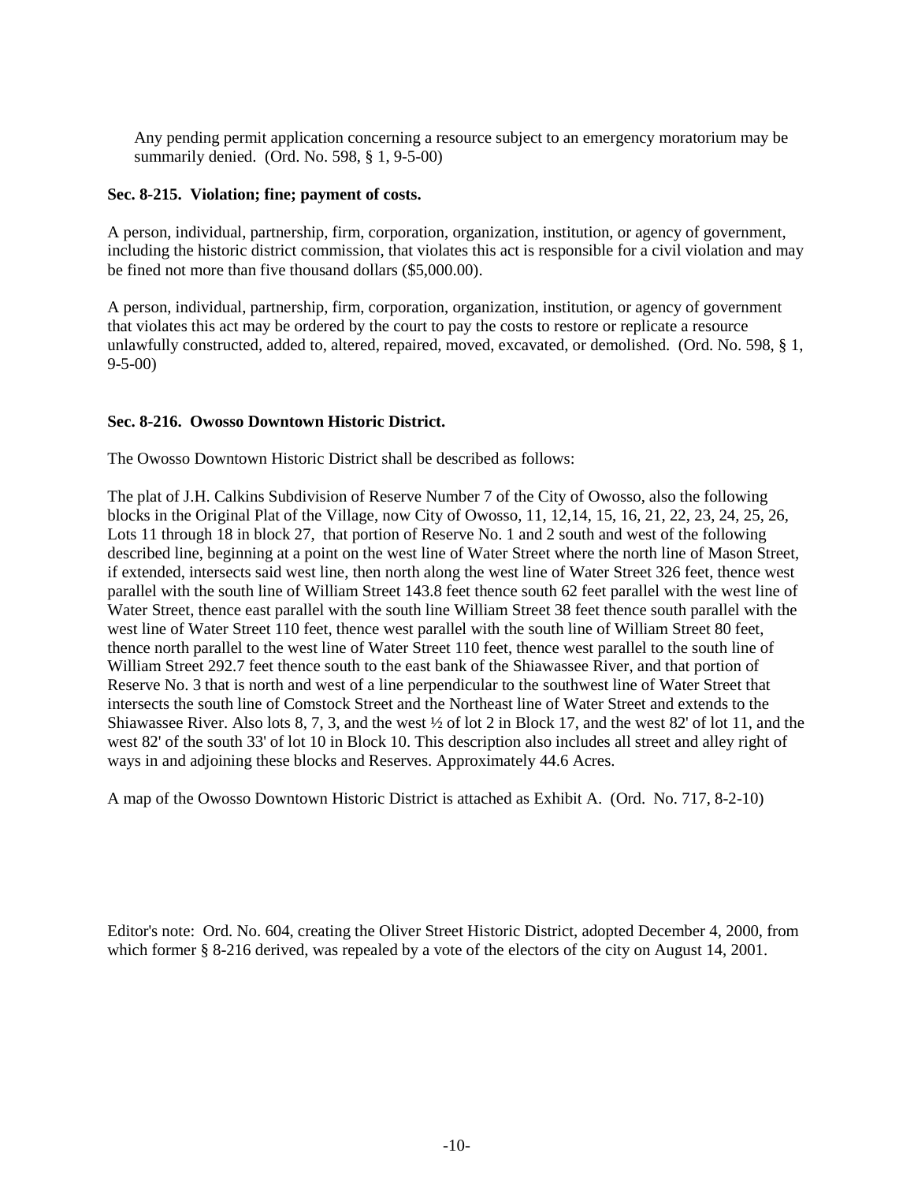Any pending permit application concerning a resource subject to an emergency moratorium may be summarily denied. (Ord. No. 598, § 1, 9-5-00)

**Sec. 8-215. Violation; fine; payment of costs.**

A person, individual, partnership, firm, corporation, organization, institution, or agency of government, including the historic district commission, that violates this act is responsible for a civil violation and may be fined not more than five thousand dollars ($5,000.00).

A person, individual, partnership, firm, corporation, organization, institution, or agency of government that violates this act may be ordered by the court to pay the costs to restore or replicate a resource unlawfully constructed, added to, altered, repaired, moved, excavated, or demolished. (Ord. No. 598, § 1, 9-5-00)

**Sec. 8-216. Owosso Downtown Historic District.**

The Owosso Downtown Historic District shall be described as follows:

The plat of J.H. Calkins Subdivision of Reserve Number 7 of the City of Owosso, also the following blocks in the Original Plat of the Village, now City of Owosso, 11, 12,14, 15, 16, 21, 22, 23, 24, 25, 26, Lots 11 through 18 in block 27, that portion of Reserve No. 1 and 2 south and west of the following described line, beginning at a point on the west line of Water Street where the north line of Mason Street, if extended, intersects said west line, then north along the west line of Water Street 326 feet, thence west parallel with the south line of William Street 143.8 feet thence south 62 feet parallel with the west line of Water Street, thence east parallel with the south line William Street 38 feet thence south parallel with the west line of Water Street 110 feet, thence west parallel with the south line of William Street 80 feet, thence north parallel to the west line of Water Street 110 feet, thence west parallel to the south line of William Street 292.7 feet thence south to the east bank of the Shiawassee River, and that portion of Reserve No. 3 that is north and west of a line perpendicular to the southwest line of Water Street that intersects the south line of Comstock Street and the Northeast line of Water Street and extends to the Shiawassee River. Also lots 8, 7, 3, and the west ½ of lot 2 in Block 17, and the west 82' of lot 11, and the west 82' of the south 33' of lot 10 in Block 10. This description also includes all street and alley right of ways in and adjoining these blocks and Reserves. Approximately 44.6 Acres.

A map of the Owosso Downtown Historic District is attached as Exhibit A. (Ord. No. 717, 8-2-10)

Editor's note: Ord. No. 604, creating the Oliver Street Historic District, adopted December 4, 2000, from which former § 8-216 derived, was repealed by a vote of the electors of the city on August 14, 2001.